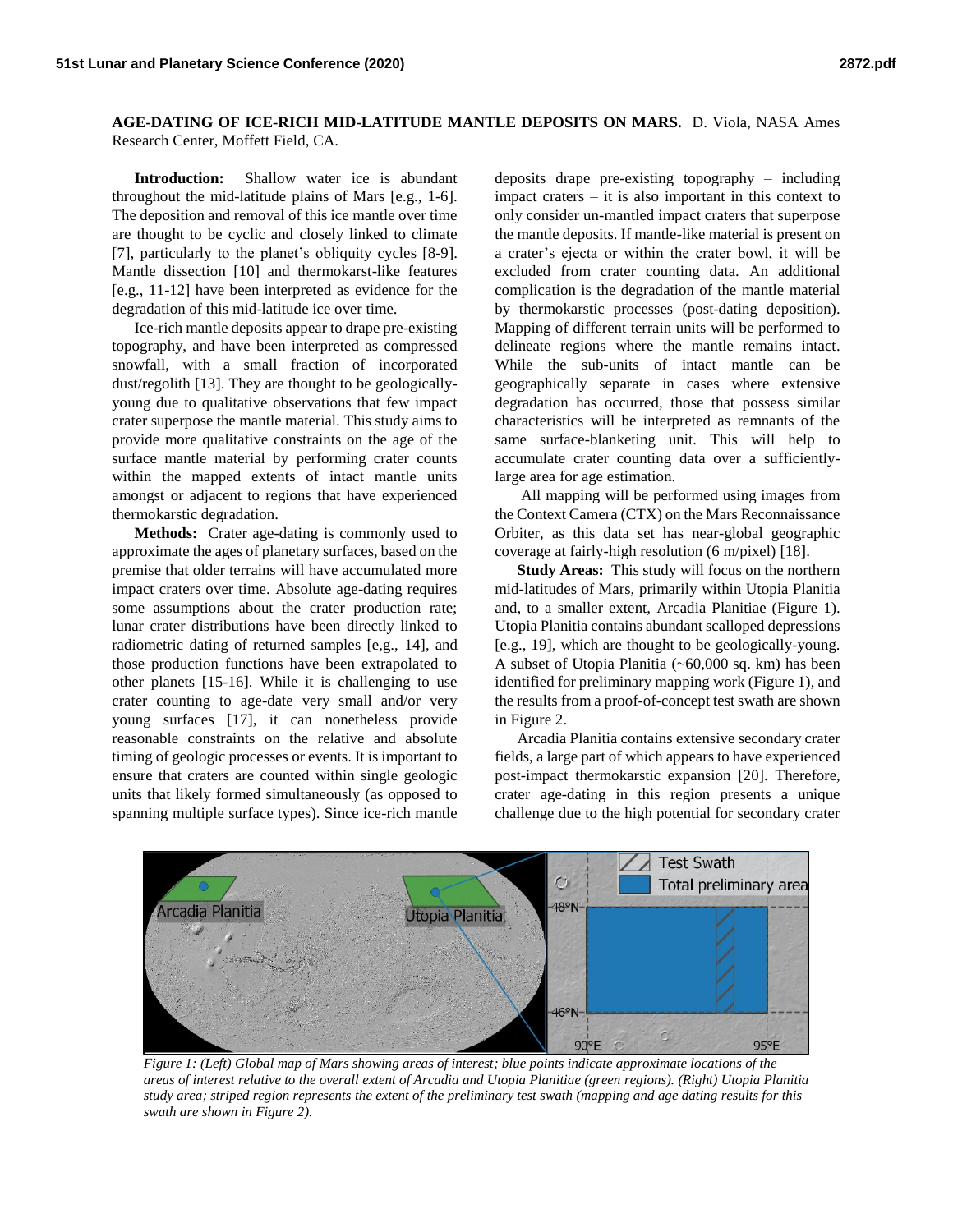**AGE-DATING OF ICE-RICH MID-LATITUDE MANTLE DEPOSITS ON MARS.** D. Viola, NASA Ames Research Center, Moffett Field, CA.

**Introduction:** Shallow water ice is abundant throughout the mid-latitude plains of Mars [e.g., 1-6]. The deposition and removal of this ice mantle over time are thought to be cyclic and closely linked to climate [7], particularly to the planet's obliquity cycles [8-9]. Mantle dissection [10] and thermokarst-like features [e.g., 11-12] have been interpreted as evidence for the degradation of this mid-latitude ice over time.

Ice-rich mantle deposits appear to drape pre-existing topography, and have been interpreted as compressed snowfall, with a small fraction of incorporated dust/regolith [13]. They are thought to be geologically-young due to qualitative observations that few impact crater superpose the mantle material. This study aims to provide more qualitative constraints on the age of the surface mantle material by performing crater counts within the mapped extents of intact mantle units amongst or adjacent to regions that have experienced thermokarstic degradation.

**Methods:** Crater age-dating is commonly used to approximate the ages of planetary surfaces, based on the premise that older terrains will have accumulated more impact craters over time. Absolute age-dating requires some assumptions about the crater production rate; lunar crater distributions have been directly linked to radiometric dating of returned samples [e,g., 14], and those production functions have been extrapolated to other planets [15-16]. While it is challenging to use crater counting to age-date very small and/or very young surfaces [17], it can nonetheless provide reasonable constraints on the relative and absolute timing of geologic processes or events. It is important to ensure that craters are counted within single geologic units that likely formed simultaneously (as opposed to spanning multiple surface types). Since ice-rich mantle deposits drape pre-existing topography – including impact craters – it is also important in this context to only consider un-mantled impact craters that superpose the mantle deposits. If mantle-like material is present on a crater's ejecta or within the crater bowl, it will be excluded from crater counting data. An additional complication is the degradation of the mantle material by thermokarstic processes (post-dating deposition). Mapping of different terrain units will be performed to delineate regions where the mantle remains intact. While the sub-units of intact mantle can be geographically separate in cases where extensive degradation has occurred, those that possess similar characteristics will be interpreted as remnants of the same surface-blanketing unit. This will help to accumulate crater counting data over a sufficiently-large area for age estimation.

All mapping will be performed using images from the Context Camera (CTX) on the Mars Reconnaissance Orbiter, as this data set has near-global geographic coverage at fairly-high resolution (6 m/pixel) [18].

**Study Areas:** This study will focus on the northern mid-latitudes of Mars, primarily within Utopia Planitia and, to a smaller extent, Arcadia Planitiae (Figure 1). Utopia Planitia contains abundant scalloped depressions [e.g., 19], which are thought to be geologically-young. A subset of Utopia Planitia (~60,000 sq. km) has been identified for preliminary mapping work (Figure 1), and the results from a proof-of-concept test swath are shown in Figure 2.

Arcadia Planitia contains extensive secondary crater fields, a large part of which appears to have experienced post-impact thermokarstic expansion [20]. Therefore, crater age-dating in this region presents a unique challenge due to the high potential for secondary crater

*Figure 1: (Left) Global map of Mars showing areas of interest; blue points indicate approximate locations of the areas of interest relative to the overall extent of Arcadia and Utopia Planitiae (green regions). (Right) Utopia Planitia study area; striped region represents the extent of the preliminary test swath (mapping and age dating results for this swath are shown in Figure 2).*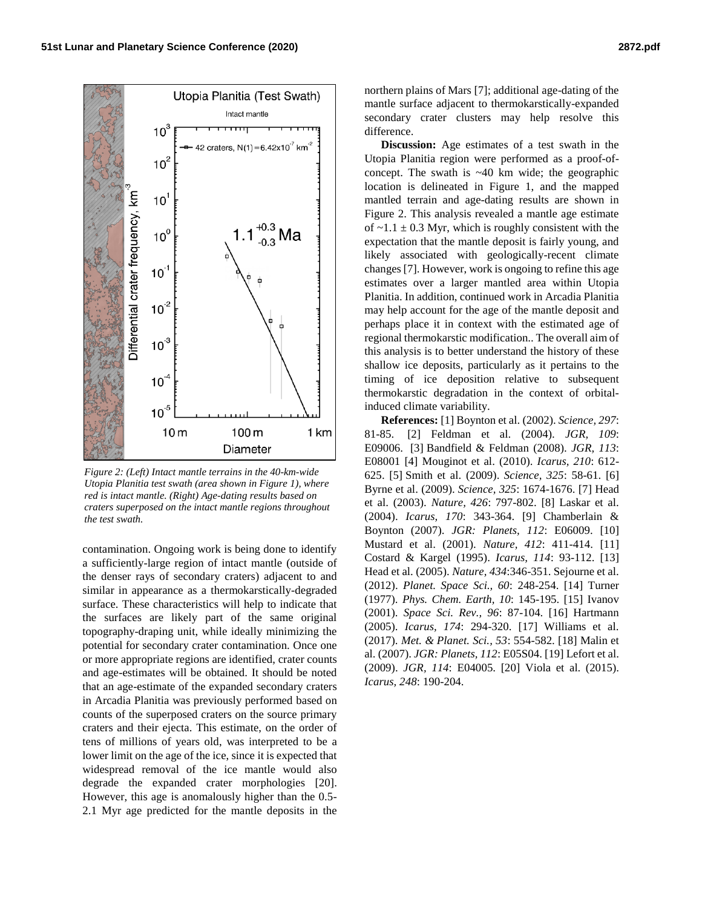Utopia Planitia (Test Swath)

Intact mantle

42 craters, N(1)=6.42x10$^{-7}$ km$^{-2}$

$1.1^{+0.3}_{-0.3}$ Ma

Differential crater frequency, km$^{-3}$

$10^3$
$10^2$
$10^1$
$10^0$
$10^{-1}$
$10^{-2}$
$10^{-3}$
$10^{-4}$
$10^{-5}$

10 m
100 m
1 km

Diameter

*Figure 2: (Left) Intact mantle terrains in the 40-km-wide Utopia Planitia test swath (area shown in Figure 1), where red is intact mantle. (Right) Age-dating results based on craters superposed on the intact mantle regions throughout the test swath.*

contamination. Ongoing work is being done to identify a sufficiently-large region of intact mantle (outside of the denser rays of secondary craters) adjacent to and similar in appearance as a thermokarstically-degraded surface. These characteristics will help to indicate that the surfaces are likely part of the same original topography-draping unit, while ideally minimizing the potential for secondary crater contamination. Once one or more appropriate regions are identified, crater counts and age-estimates will be obtained. It should be noted that an age-estimate of the expanded secondary craters in Arcadia Planitia was previously performed based on counts of the superposed craters on the source primary craters and their ejecta. This estimate, on the order of tens of millions of years old, was interpreted to be a lower limit on the age of the ice, since it is expected that widespread removal of the ice mantle would also degrade the expanded crater morphologies [20]. However, this age is anomalously higher than the 0.5-2.1 Myr age predicted for the mantle deposits in the northern plains of Mars [7]; additional age-dating of the mantle surface adjacent to thermokarstically-expanded secondary crater clusters may help resolve this difference.

**Discussion:** Age estimates of a test swath in the Utopia Planitia region were performed as a proof-of-concept. The swath is ~40 km wide; the geographic location is delineated in Figure 1, and the mapped mantled terrain and age-dating results are shown in Figure 2. This analysis revealed a mantle age estimate of ~1.1 ± 0.3 Myr, which is roughly consistent with the expectation that the mantle deposit is fairly young, and likely associated with geologically-recent climate changes [7]. However, work is ongoing to refine this age estimates over a larger mantled area within Utopia Planitia. In addition, continued work in Arcadia Planitia may help account for the age of the mantle deposit and perhaps place it in context with the estimated age of regional thermokarstic modification.. The overall aim of this analysis is to better understand the history of these shallow ice deposits, particularly as it pertains to the timing of ice deposition relative to subsequent thermokarstic degradation in the context of orbital-induced climate variability.

**References:** [1] Boynton et al. (2002). *Science, 297*: 81-85. [2] Feldman et al. (2004). *JGR, 109*: E09006. [3] Bandfield & Feldman (2008). *JGR, 113*: E08001 [4] Mouginot et al. (2010). *Icarus, 210*: 612-625. [5] Smith et al. (2009). *Science, 325*: 58-61. [6] Byrne et al. (2009). *Science, 325*: 1674-1676. [7] Head et al. (2003). *Nature, 426*: 797-802. [8] Laskar et al. (2004). *Icarus, 170*: 343-364. [9] Chamberlain & Boynton (2007). *JGR: Planets, 112*: E06009. [10] Mustard et al. (2001). *Nature, 412*: 411-414. [11] Costard & Kargel (1995). *Icarus, 114*: 93-112. [13] Head et al. (2005). *Nature, 434*:346-351. Sejourne et al. (2012). *Planet. Space Sci., 60*: 248-254. [14] Turner (1977). *Phys. Chem. Earth, 10*: 145-195. [15] Ivanov (2001). *Space Sci. Rev., 96*: 87-104. [16] Hartmann (2005). *Icarus, 174*: 294-320. [17] Williams et al. (2017). *Met. & Planet. Sci., 53*: 554-582. [18] Malin et al. (2007). *JGR: Planets, 112*: E05S04. [19] Lefort et al. (2009). *JGR, 114*: E04005. [20] Viola et al. (2015). *Icarus, 248*: 190-204.